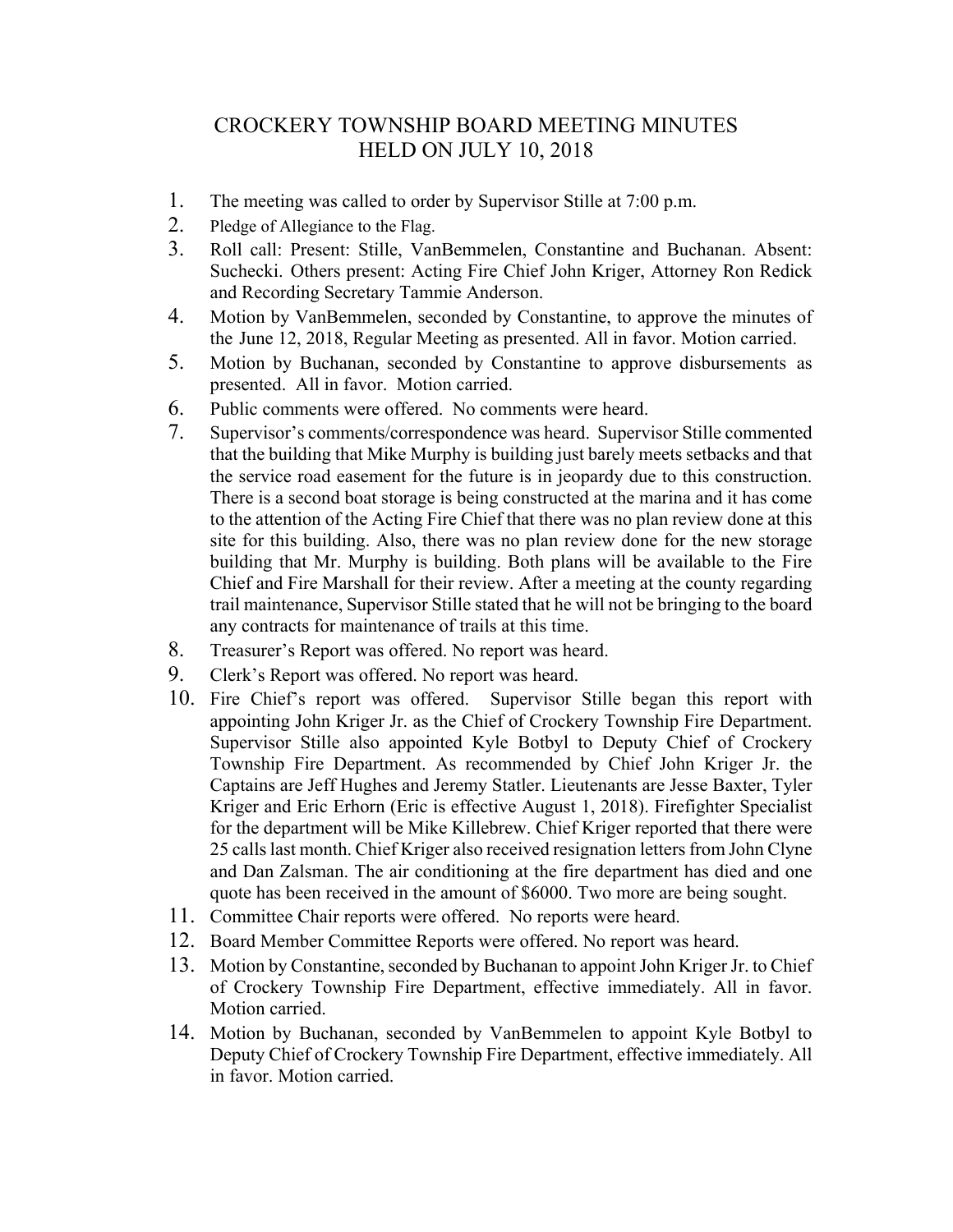# CROCKERY TOWNSHIP BOARD MEETING MINUTES HELD ON JULY 10, 2018

1. The meeting was called to order by Supervisor Stille at 7:00 p.m.
2. Pledge of Allegiance to the Flag.
3. Roll call: Present: Stille, VanBemmelen, Constantine and Buchanan. Absent: Suchecki. Others present: Acting Fire Chief John Kriger, Attorney Ron Redick and Recording Secretary Tammie Anderson.
4. Motion by VanBemmelen, seconded by Constantine, to approve the minutes of the June 12, 2018, Regular Meeting as presented. All in favor. Motion carried.
5. Motion by Buchanan, seconded by Constantine to approve disbursements as presented. All in favor. Motion carried.
6. Public comments were offered. No comments were heard.
7. Supervisor's comments/correspondence was heard. Supervisor Stille commented that the building that Mike Murphy is building just barely meets setbacks and that the service road easement for the future is in jeopardy due to this construction. There is a second boat storage is being constructed at the marina and it has come to the attention of the Acting Fire Chief that there was no plan review done at this site for this building. Also, there was no plan review done for the new storage building that Mr. Murphy is building. Both plans will be available to the Fire Chief and Fire Marshall for their review. After a meeting at the county regarding trail maintenance, Supervisor Stille stated that he will not be bringing to the board any contracts for maintenance of trails at this time.
8. Treasurer's Report was offered. No report was heard.
9. Clerk's Report was offered. No report was heard.
10. Fire Chief's report was offered. Supervisor Stille began this report with appointing John Kriger Jr. as the Chief of Crockery Township Fire Department. Supervisor Stille also appointed Kyle Botbyl to Deputy Chief of Crockery Township Fire Department. As recommended by Chief John Kriger Jr. the Captains are Jeff Hughes and Jeremy Statler. Lieutenants are Jesse Baxter, Tyler Kriger and Eric Erhorn (Eric is effective August 1, 2018). Firefighter Specialist for the department will be Mike Killebrew. Chief Kriger reported that there were 25 calls last month. Chief Kriger also received resignation letters from John Clyne and Dan Zalsman. The air conditioning at the fire department has died and one quote has been received in the amount of $6000. Two more are being sought.
11. Committee Chair reports were offered. No reports were heard.
12. Board Member Committee Reports were offered. No report was heard.
13. Motion by Constantine, seconded by Buchanan to appoint John Kriger Jr. to Chief of Crockery Township Fire Department, effective immediately. All in favor. Motion carried.
14. Motion by Buchanan, seconded by VanBemmelen to appoint Kyle Botbyl to Deputy Chief of Crockery Township Fire Department, effective immediately. All in favor. Motion carried.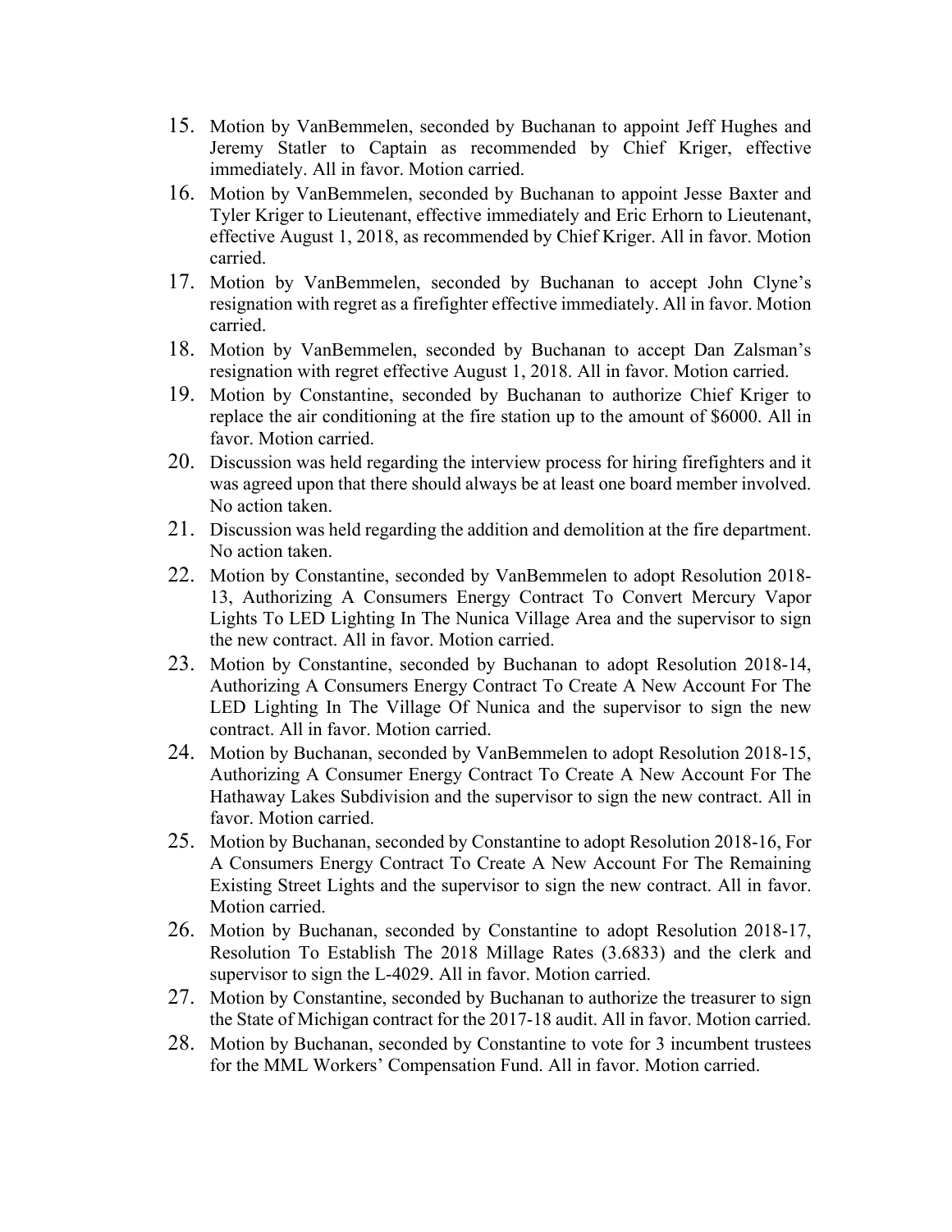15. Motion by VanBemmelen, seconded by Buchanan to appoint Jeff Hughes and Jeremy Statler to Captain as recommended by Chief Kriger, effective immediately. All in favor. Motion carried.
16. Motion by VanBemmelen, seconded by Buchanan to appoint Jesse Baxter and Tyler Kriger to Lieutenant, effective immediately and Eric Erhorn to Lieutenant, effective August 1, 2018, as recommended by Chief Kriger. All in favor. Motion carried.
17. Motion by VanBemmelen, seconded by Buchanan to accept John Clyne's resignation with regret as a firefighter effective immediately. All in favor. Motion carried.
18. Motion by VanBemmelen, seconded by Buchanan to accept Dan Zalsman's resignation with regret effective August 1, 2018. All in favor. Motion carried.
19. Motion by Constantine, seconded by Buchanan to authorize Chief Kriger to replace the air conditioning at the fire station up to the amount of $6000. All in favor. Motion carried.
20. Discussion was held regarding the interview process for hiring firefighters and it was agreed upon that there should always be at least one board member involved. No action taken.
21. Discussion was held regarding the addition and demolition at the fire department. No action taken.
22. Motion by Constantine, seconded by VanBemmelen to adopt Resolution 2018-13, Authorizing A Consumers Energy Contract To Convert Mercury Vapor Lights To LED Lighting In The Nunica Village Area and the supervisor to sign the new contract. All in favor. Motion carried.
23. Motion by Constantine, seconded by Buchanan to adopt Resolution 2018-14, Authorizing A Consumers Energy Contract To Create A New Account For The LED Lighting In The Village Of Nunica and the supervisor to sign the new contract. All in favor. Motion carried.
24. Motion by Buchanan, seconded by VanBemmelen to adopt Resolution 2018-15, Authorizing A Consumer Energy Contract To Create A New Account For The Hathaway Lakes Subdivision and the supervisor to sign the new contract. All in favor. Motion carried.
25. Motion by Buchanan, seconded by Constantine to adopt Resolution 2018-16, For A Consumers Energy Contract To Create A New Account For The Remaining Existing Street Lights and the supervisor to sign the new contract. All in favor. Motion carried.
26. Motion by Buchanan, seconded by Constantine to adopt Resolution 2018-17, Resolution To Establish The 2018 Millage Rates (3.6833) and the clerk and supervisor to sign the L-4029. All in favor. Motion carried.
27. Motion by Constantine, seconded by Buchanan to authorize the treasurer to sign the State of Michigan contract for the 2017-18 audit. All in favor. Motion carried.
28. Motion by Buchanan, seconded by Constantine to vote for 3 incumbent trustees for the MML Workers' Compensation Fund. All in favor. Motion carried.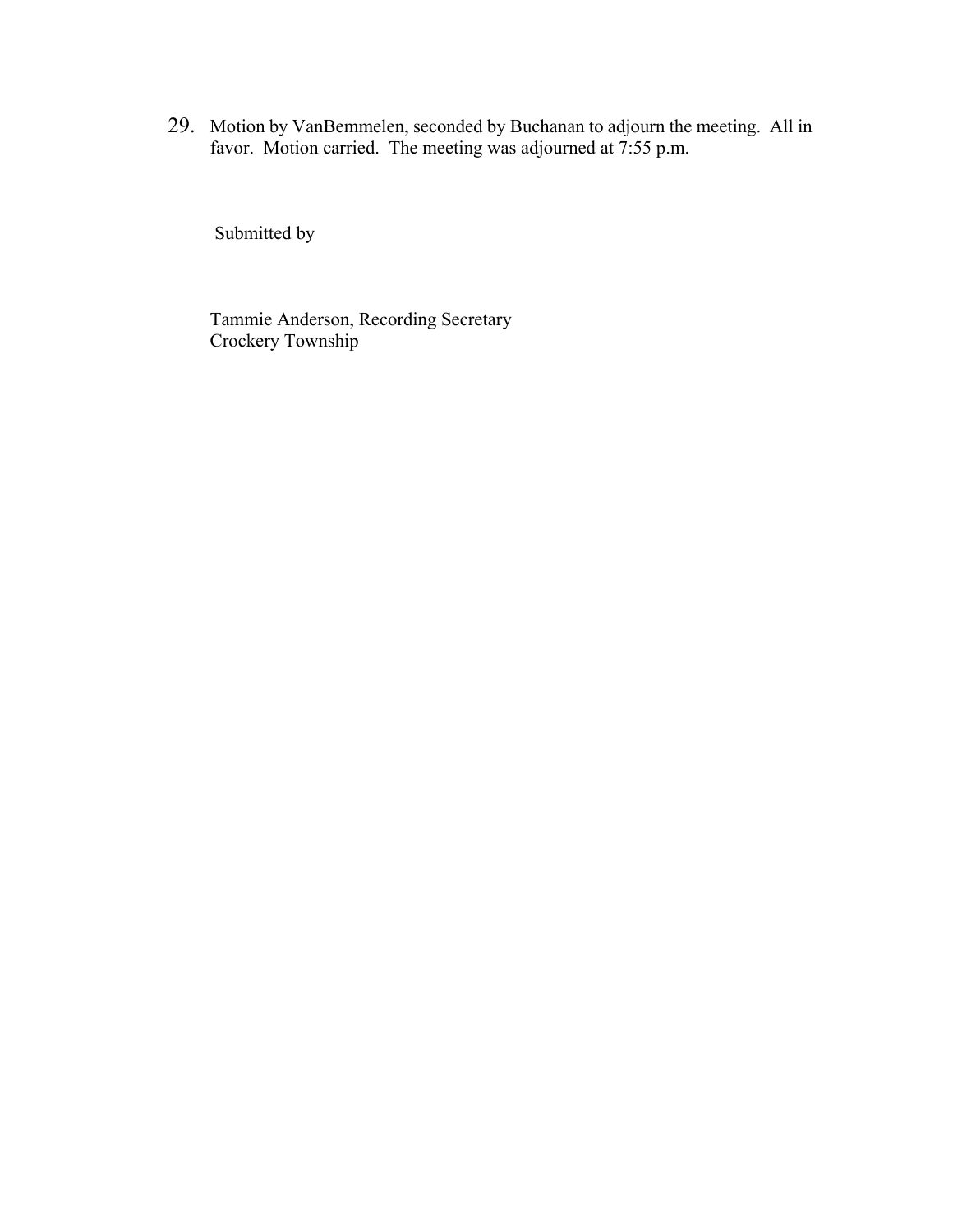29. Motion by VanBemmelen, seconded by Buchanan to adjourn the meeting. All in favor. Motion carried. The meeting was adjourned at 7:55 p.m.

Submitted by

Tammie Anderson, Recording Secretary
Crockery Township